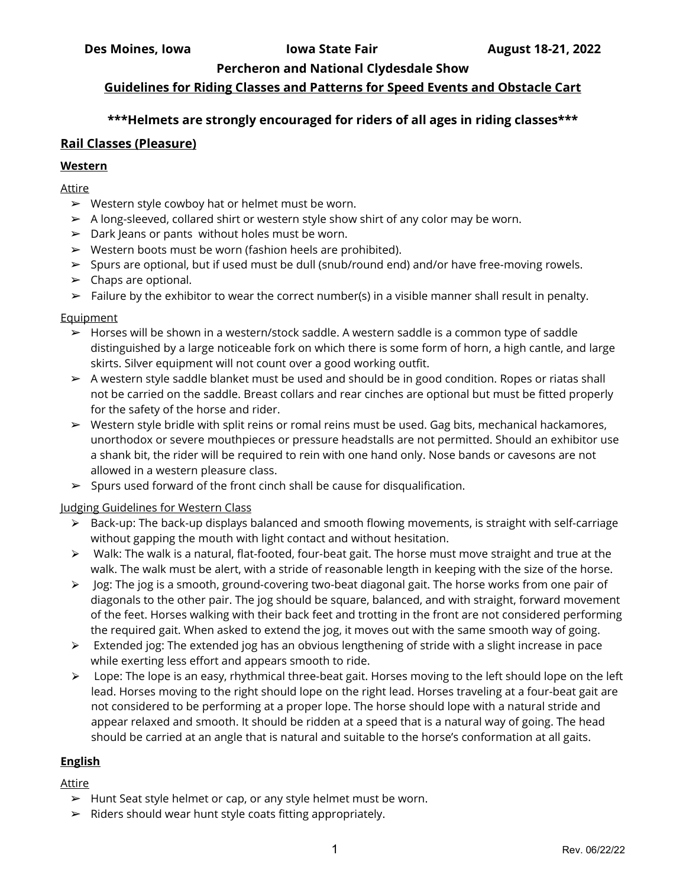**Des Moines, Iowa** **Iowa State Fair** **August 18-21, 2022**

# Percheron and National Clydesdale Show

## Guidelines for Riding Classes and Patterns for Speed Events and Obstacle Cart

**\*\*\*Helmets are strongly encouraged for riders of all ages in riding classes\*\*\***

## Rail Classes (Pleasure)

### Western

#### Attire

- Western style cowboy hat or helmet must be worn.
- A long-sleeved, collared shirt or western style show shirt of any color may be worn.
- Dark Jeans or pants without holes must be worn.
- Western boots must be worn (fashion heels are prohibited).
- Spurs are optional, but if used must be dull (snub/round end) and/or have free-moving rowels.
- Chaps are optional.
- Failure by the exhibitor to wear the correct number(s) in a visible manner shall result in penalty.

#### Equipment

- Horses will be shown in a western/stock saddle. A western saddle is a common type of saddle distinguished by a large noticeable fork on which there is some form of horn, a high cantle, and large skirts. Silver equipment will not count over a good working outfit.
- A western style saddle blanket must be used and should be in good condition. Ropes or riatas shall not be carried on the saddle. Breast collars and rear cinches are optional but must be fitted properly for the safety of the horse and rider.
- Western style bridle with split reins or romal reins must be used. Gag bits, mechanical hackamores, unorthodox or severe mouthpieces or pressure headstalls are not permitted. Should an exhibitor use a shank bit, the rider will be required to rein with one hand only. Nose bands or cavesons are not allowed in a western pleasure class.
- Spurs used forward of the front cinch shall be cause for disqualification.

#### Judging Guidelines for Western Class

- Back-up: The back-up displays balanced and smooth flowing movements, is straight with self-carriage without gapping the mouth with light contact and without hesitation.
- Walk: The walk is a natural, flat-footed, four-beat gait. The horse must move straight and true at the walk. The walk must be alert, with a stride of reasonable length in keeping with the size of the horse.
- Jog: The jog is a smooth, ground-covering two-beat diagonal gait. The horse works from one pair of diagonals to the other pair. The jog should be square, balanced, and with straight, forward movement of the feet. Horses walking with their back feet and trotting in the front are not considered performing the required gait. When asked to extend the jog, it moves out with the same smooth way of going.
- Extended jog: The extended jog has an obvious lengthening of stride with a slight increase in pace while exerting less effort and appears smooth to ride.
- Lope: The lope is an easy, rhythmical three-beat gait. Horses moving to the left should lope on the left lead. Horses moving to the right should lope on the right lead. Horses traveling at a four-beat gait are not considered to be performing at a proper lope. The horse should lope with a natural stride and appear relaxed and smooth. It should be ridden at a speed that is a natural way of going. The head should be carried at an angle that is natural and suitable to the horse's conformation at all gaits.

### English

#### Attire

- Hunt Seat style helmet or cap, or any style helmet must be worn.
- Riders should wear hunt style coats fitting appropriately.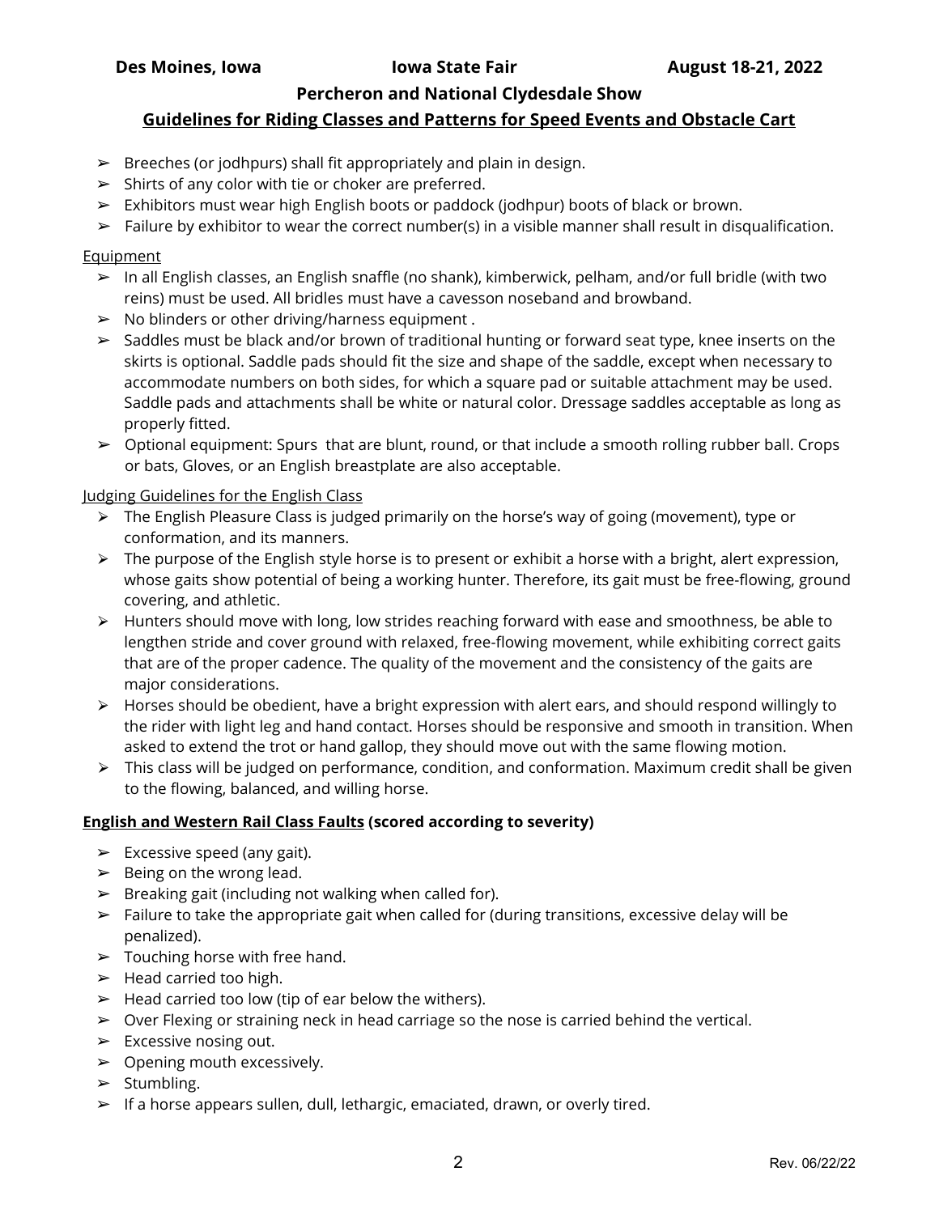- Breeches (or jodhpurs) shall fit appropriately and plain in design.
- Shirts of any color with tie or choker are preferred.
- Exhibitors must wear high English boots or paddock (jodhpur) boots of black or brown.
- Failure by exhibitor to wear the correct number(s) in a visible manner shall result in disqualification.

Equipment

- In all English classes, an English snaffle (no shank), kimberwick, pelham, and/or full bridle (with two reins) must be used. All bridles must have a cavesson noseband and browband.
- No blinders or other driving/harness equipment .
- Saddles must be black and/or brown of traditional hunting or forward seat type, knee inserts on the skirts is optional. Saddle pads should fit the size and shape of the saddle, except when necessary to accommodate numbers on both sides, for which a square pad or suitable attachment may be used. Saddle pads and attachments shall be white or natural color. Dressage saddles acceptable as long as properly fitted.
- Optional equipment: Spurs that are blunt, round, or that include a smooth rolling rubber ball. Crops or bats, Gloves, or an English breastplate are also acceptable.

Judging Guidelines for the English Class

- The English Pleasure Class is judged primarily on the horse's way of going (movement), type or conformation, and its manners.
- The purpose of the English style horse is to present or exhibit a horse with a bright, alert expression, whose gaits show potential of being a working hunter. Therefore, its gait must be free-flowing, ground covering, and athletic.
- Hunters should move with long, low strides reaching forward with ease and smoothness, be able to lengthen stride and cover ground with relaxed, free-flowing movement, while exhibiting correct gaits that are of the proper cadence. The quality of the movement and the consistency of the gaits are major considerations.
- Horses should be obedient, have a bright expression with alert ears, and should respond willingly to the rider with light leg and hand contact. Horses should be responsive and smooth in transition. When asked to extend the trot or hand gallop, they should move out with the same flowing motion.
- This class will be judged on performance, condition, and conformation. Maximum credit shall be given to the flowing, balanced, and willing horse.

**English and Western Rail Class Faults (scored according to severity)**

- Excessive speed (any gait).
- Being on the wrong lead.
- Breaking gait (including not walking when called for).
- Failure to take the appropriate gait when called for (during transitions, excessive delay will be penalized).
- Touching horse with free hand.
- Head carried too high.
- Head carried too low (tip of ear below the withers).
- Over Flexing or straining neck in head carriage so the nose is carried behind the vertical.
- Excessive nosing out.
- Opening mouth excessively.
- Stumbling.
- If a horse appears sullen, dull, lethargic, emaciated, drawn, or overly tired.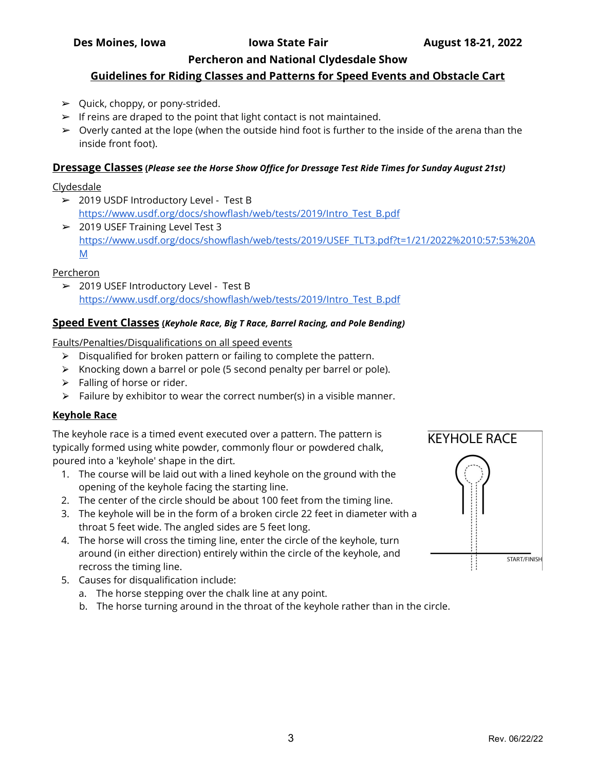- Quick, choppy, or pony-strided.
- If reins are draped to the point that light contact is not maintained.
- Overly canted at the lope (when the outside hind foot is further to the inside of the arena than the inside front foot).

## Dressage Classes (*Please see the Horse Show Office for Dressage Test Ride Times for Sunday August 21st)*

Clydesdale

- 2019 USDF Introductory Level - Test B
  https://www.usdf.org/docs/showflash/web/tests/2019/Intro_Test_B.pdf
- 2019 USEF Training Level Test 3
  https://www.usdf.org/docs/showflash/web/tests/2019/USEF_TLT3.pdf?t=1/21/2022%2010:57:53%20AM

Percheron

- 2019 USEF Introductory Level - Test B
  https://www.usdf.org/docs/showflash/web/tests/2019/Intro_Test_B.pdf

## Speed Event Classes (*Keyhole Race, Big T Race, Barrel Racing, and Pole Bending)*

Faults/Penalties/Disqualifications on all speed events

- Disqualified for broken pattern or failing to complete the pattern.
- Knocking down a barrel or pole (5 second penalty per barrel or pole).
- Falling of horse or rider.
- Failure by exhibitor to wear the correct number(s) in a visible manner.

### Keyhole Race

The keyhole race is a timed event executed over a pattern. The pattern is typically formed using white powder, commonly flour or powdered chalk, poured into a 'keyhole' shape in the dirt.

1. The course will be laid out with a lined keyhole on the ground with the opening of the keyhole facing the starting line.
2. The center of the circle should be about 100 feet from the timing line.
3. The keyhole will be in the form of a broken circle 22 feet in diameter with a throat 5 feet wide. The angled sides are 5 feet long.
4. The horse will cross the timing line, enter the circle of the keyhole, turn around (in either direction) entirely within the circle of the keyhole, and recross the timing line.
5. Causes for disqualification include:
   a. The horse stepping over the chalk line at any point.
   b. The horse turning around in the throat of the keyhole rather than in the circle.

KEYHOLE RACE

START/FINISH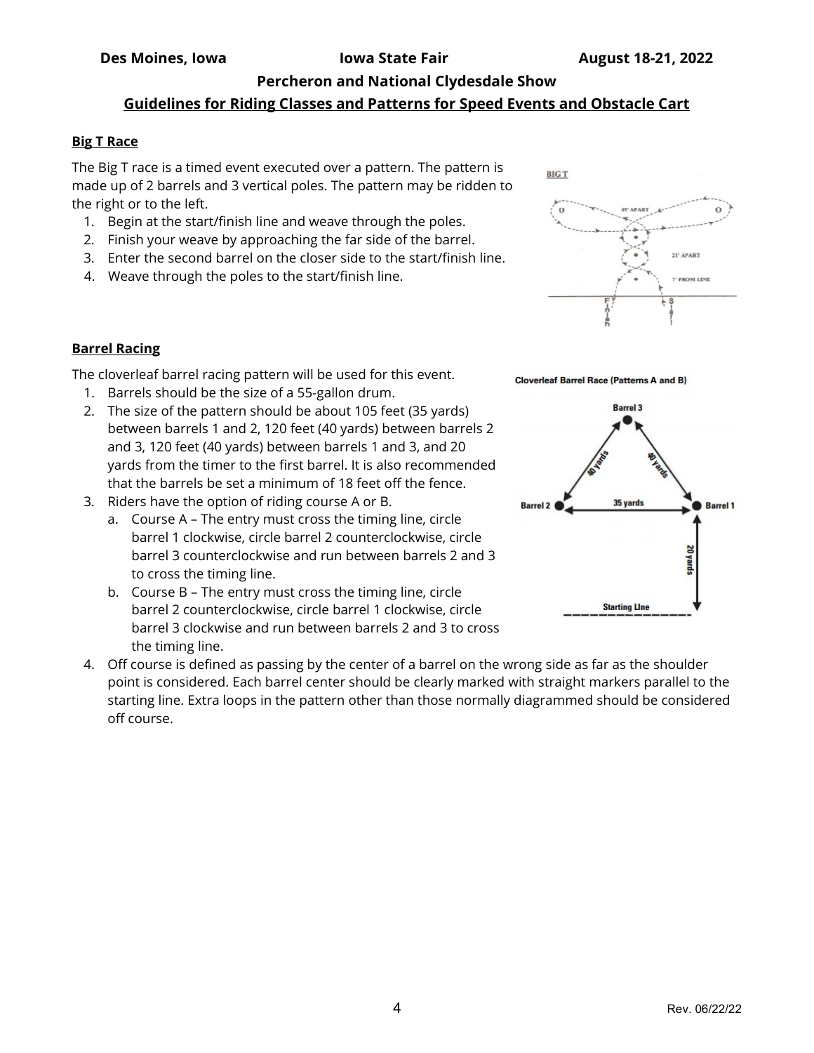**Des Moines, Iowa** **Iowa State Fair** **August 18-21, 2022**

## Percheron and National Clydesdale Show

## Guidelines for Riding Classes and Patterns for Speed Events and Obstacle Cart

### Big T Race

The Big T race is a timed event executed over a pattern. The pattern is made up of 2 barrels and 3 vertical poles. The pattern may be ridden to the right or to the left.

1. Begin at the start/finish line and weave through the poles.
2. Finish your weave by approaching the far side of the barrel.
3. Enter the second barrel on the closer side to the start/finish line.
4. Weave through the poles to the start/finish line.

### Barrel Racing

The cloverleaf barrel racing pattern will be used for this event.

1. Barrels should be the size of a 55-gallon drum.
2. The size of the pattern should be about 105 feet (35 yards) between barrels 1 and 2, 120 feet (40 yards) between barrels 2 and 3, 120 feet (40 yards) between barrels 1 and 3, and 20 yards from the timer to the first barrel. It is also recommended that the barrels be set a minimum of 18 feet off the fence.
3. Riders have the option of riding course A or B.
   a. Course A – The entry must cross the timing line, circle barrel 1 clockwise, circle barrel 2 counterclockwise, circle barrel 3 counterclockwise and run between barrels 2 and 3 to cross the timing line.
   b. Course B – The entry must cross the timing line, circle barrel 2 counterclockwise, circle barrel 1 clockwise, circle barrel 3 clockwise and run between barrels 2 and 3 to cross the timing line.
4. Off course is defined as passing by the center of a barrel on the wrong side as far as the shoulder point is considered. Each barrel center should be clearly marked with straight markers parallel to the starting line. Extra loops in the pattern other than those normally diagrammed should be considered off course.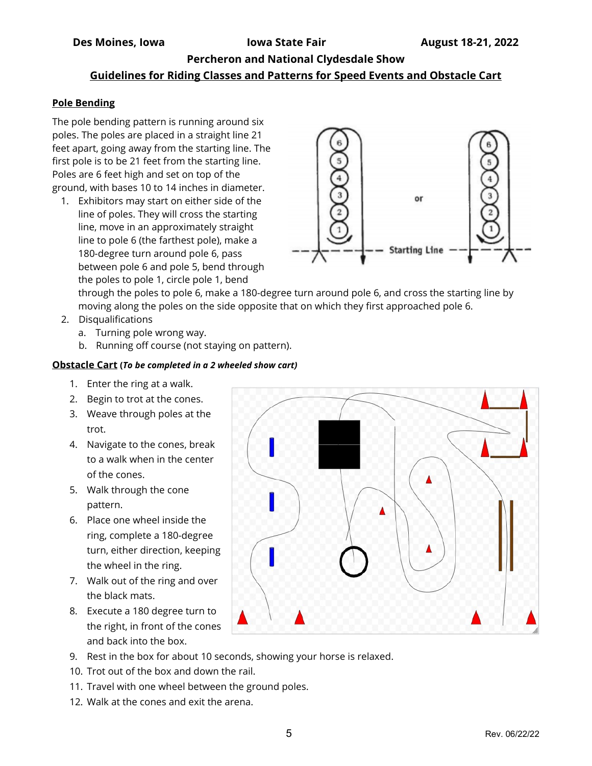Des Moines, Iowa Iowa State Fair August 18-21, 2022

**Percheron and National Clydesdale Show**

**Guidelines for Riding Classes and Patterns for Speed Events and Obstacle Cart**

## Pole Bending

The pole bending pattern is running around six poles. The poles are placed in a straight line 21 feet apart, going away from the starting line. The first pole is to be 21 feet from the starting line. Poles are 6 feet high and set on top of the ground, with bases 10 to 14 inches in diameter.

1. Exhibitors may start on either side of the line of poles. They will cross the starting line, move in an approximately straight line to pole 6 (the farthest pole), make a 180-degree turn around pole 6, pass between pole 6 and pole 5, bend through the poles to pole 1, circle pole 1, bend through the poles to pole 6, make a 180-degree turn around pole 6, and cross the starting line by moving along the poles on the side opposite that on which they first approached pole 6.
2. Disqualifications
   a. Turning pole wrong way.
   b. Running off course (not staying on pattern).

6
5
4
3
2
1
or
Starting Line

## Obstacle Cart (*To be completed in a 2 wheeled show cart)*

1. Enter the ring at a walk.
2. Begin to trot at the cones.
3. Weave through poles at the trot.
4. Navigate to the cones, break to a walk when in the center of the cones.
5. Walk through the cone pattern.
6. Place one wheel inside the ring, complete a 180-degree turn, either direction, keeping the wheel in the ring.
7. Walk out of the ring and over the black mats.
8. Execute a 180 degree turn to the right, in front of the cones and back into the box.
9. Rest in the box for about 10 seconds, showing your horse is relaxed.
10. Trot out of the box and down the rail.
11. Travel with one wheel between the ground poles.
12. Walk at the cones and exit the arena.